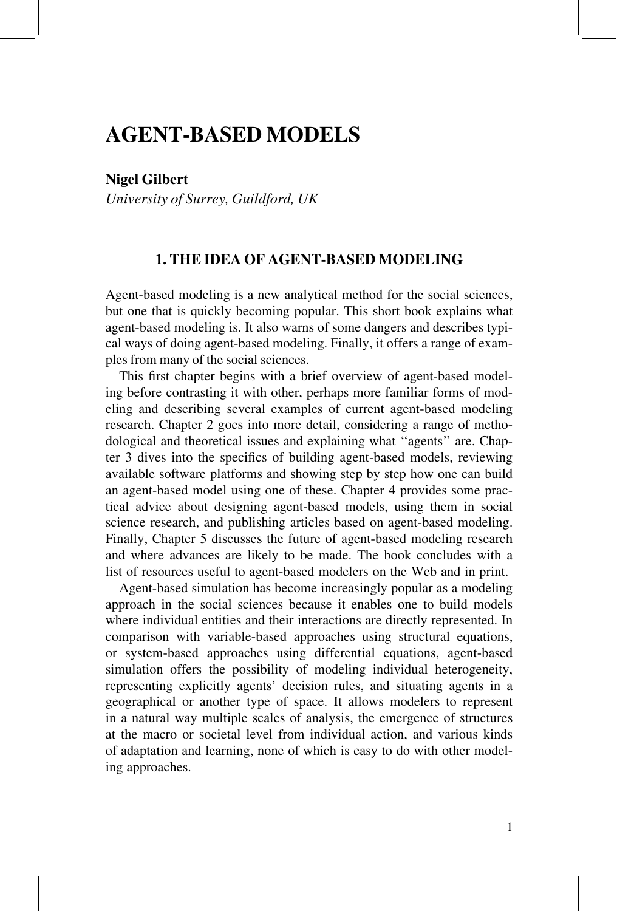# AGENT-BASED MODELS

**Nigel Gilbert**

*University of Surrey, Guildford, UK*

## 1. THE IDEA OF AGENT-BASED MODELING

Agent-based modeling is a new analytical method for the social sciences, but one that is quickly becoming popular. This short book explains what agent-based modeling is. It also warns of some dangers and describes typical ways of doing agent-based modeling. Finally, it offers a range of examples from many of the social sciences.

This first chapter begins with a brief overview of agent-based modeling before contrasting it with other, perhaps more familiar forms of modeling and describing several examples of current agent-based modeling research. Chapter 2 goes into more detail, considering a range of methodological and theoretical issues and explaining what "agents" are. Chapter 3 dives into the specifics of building agent-based models, reviewing available software platforms and showing step by step how one can build an agent-based model using one of these. Chapter 4 provides some practical advice about designing agent-based models, using them in social science research, and publishing articles based on agent-based modeling. Finally, Chapter 5 discusses the future of agent-based modeling research and where advances are likely to be made. The book concludes with a list of resources useful to agent-based modelers on the Web and in print.

Agent-based simulation has become increasingly popular as a modeling approach in the social sciences because it enables one to build models where individual entities and their interactions are directly represented. In comparison with variable-based approaches using structural equations, or system-based approaches using differential equations, agent-based simulation offers the possibility of modeling individual heterogeneity, representing explicitly agents' decision rules, and situating agents in a geographical or another type of space. It allows modelers to represent in a natural way multiple scales of analysis, the emergence of structures at the macro or societal level from individual action, and various kinds of adaptation and learning, none of which is easy to do with other modeling approaches.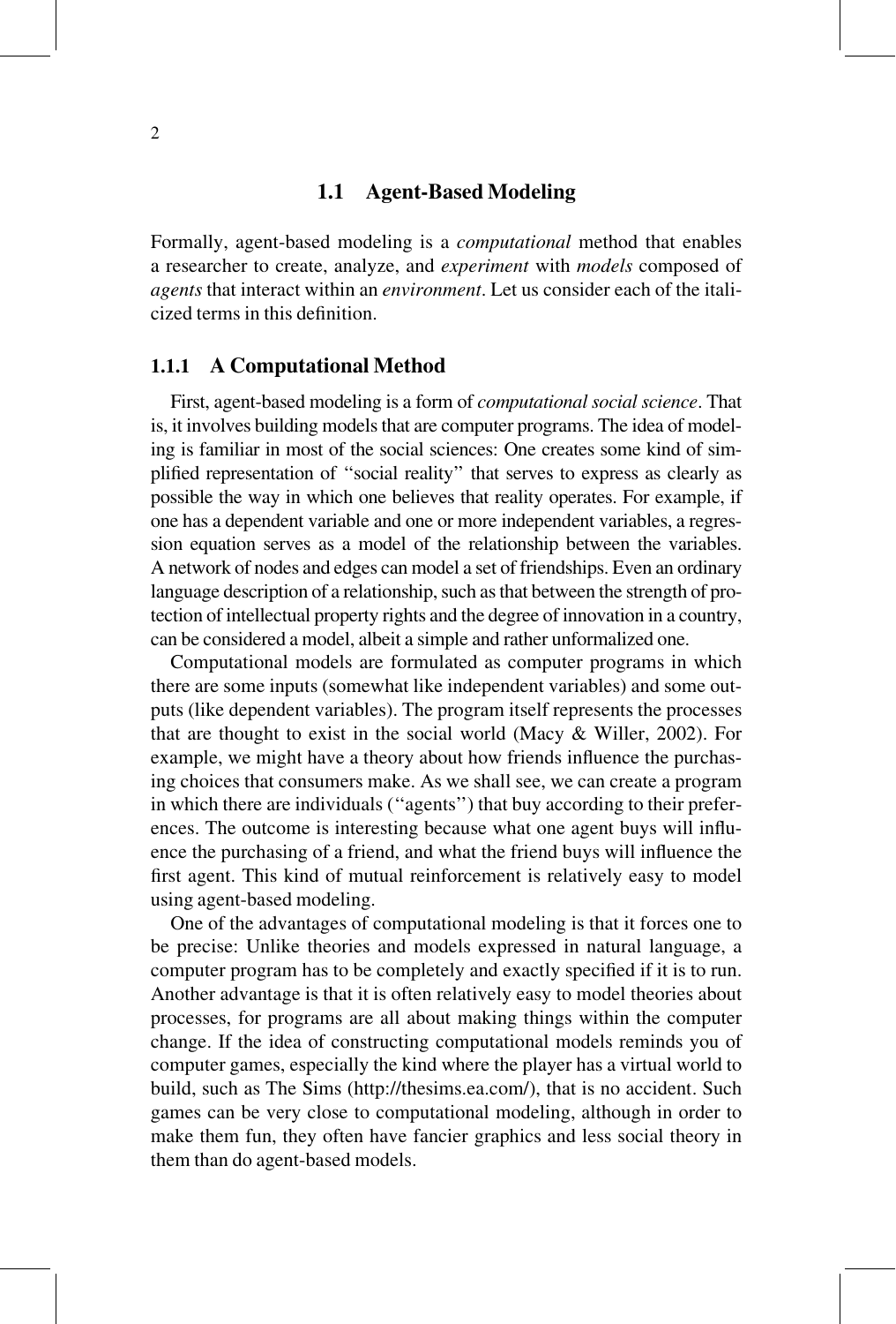## 1.1 Agent-Based Modeling

Formally, agent-based modeling is a *computational* method that enables a researcher to create, analyze, and *experiment* with *models* composed of *agents* that interact within an *environment*. Let us consider each of the italicized terms in this definition.

### 1.1.1 A Computational Method

First, agent-based modeling is a form of *computational social science*. That is, it involves building models that are computer programs. The idea of modeling is familiar in most of the social sciences: One creates some kind of simplified representation of "social reality" that serves to express as clearly as possible the way in which one believes that reality operates. For example, if one has a dependent variable and one or more independent variables, a regression equation serves as a model of the relationship between the variables. A network of nodes and edges can model a set of friendships. Even an ordinary language description of a relationship, such as that between the strength of protection of intellectual property rights and the degree of innovation in a country, can be considered a model, albeit a simple and rather unformalized one.

Computational models are formulated as computer programs in which there are some inputs (somewhat like independent variables) and some outputs (like dependent variables). The program itself represents the processes that are thought to exist in the social world (Macy & Willer, 2002). For example, we might have a theory about how friends influence the purchasing choices that consumers make. As we shall see, we can create a program in which there are individuals ("agents") that buy according to their preferences. The outcome is interesting because what one agent buys will influence the purchasing of a friend, and what the friend buys will influence the first agent. This kind of mutual reinforcement is relatively easy to model using agent-based modeling.

One of the advantages of computational modeling is that it forces one to be precise: Unlike theories and models expressed in natural language, a computer program has to be completely and exactly specified if it is to run. Another advantage is that it is often relatively easy to model theories about processes, for programs are all about making things within the computer change. If the idea of constructing computational models reminds you of computer games, especially the kind where the player has a virtual world to build, such as The Sims (http://thesims.ea.com/), that is no accident. Such games can be very close to computational modeling, although in order to make them fun, they often have fancier graphics and less social theory in them than do agent-based models.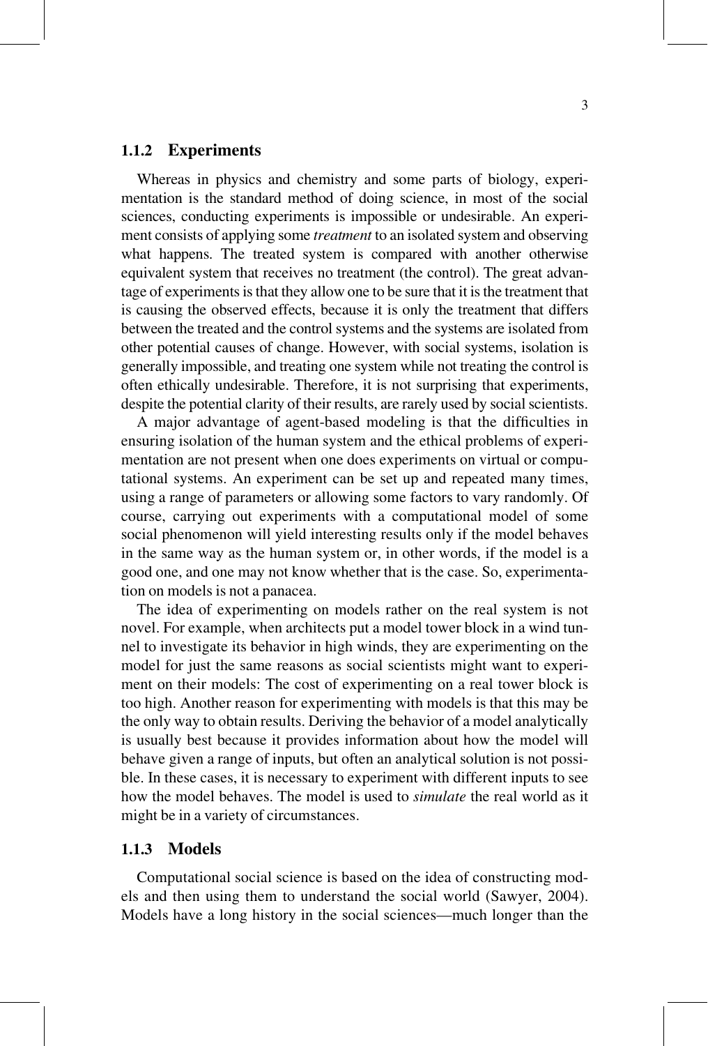### 1.1.2 Experiments

Whereas in physics and chemistry and some parts of biology, experimentation is the standard method of doing science, in most of the social sciences, conducting experiments is impossible or undesirable. An experiment consists of applying some *treatment* to an isolated system and observing what happens. The treated system is compared with another otherwise equivalent system that receives no treatment (the control). The great advantage of experiments is that they allow one to be sure that it is the treatment that is causing the observed effects, because it is only the treatment that differs between the treated and the control systems and the systems are isolated from other potential causes of change. However, with social systems, isolation is generally impossible, and treating one system while not treating the control is often ethically undesirable. Therefore, it is not surprising that experiments, despite the potential clarity of their results, are rarely used by social scientists.

A major advantage of agent-based modeling is that the difficulties in ensuring isolation of the human system and the ethical problems of experimentation are not present when one does experiments on virtual or computational systems. An experiment can be set up and repeated many times, using a range of parameters or allowing some factors to vary randomly. Of course, carrying out experiments with a computational model of some social phenomenon will yield interesting results only if the model behaves in the same way as the human system or, in other words, if the model is a good one, and one may not know whether that is the case. So, experimentation on models is not a panacea.

The idea of experimenting on models rather on the real system is not novel. For example, when architects put a model tower block in a wind tunnel to investigate its behavior in high winds, they are experimenting on the model for just the same reasons as social scientists might want to experiment on their models: The cost of experimenting on a real tower block is too high. Another reason for experimenting with models is that this may be the only way to obtain results. Deriving the behavior of a model analytically is usually best because it provides information about how the model will behave given a range of inputs, but often an analytical solution is not possible. In these cases, it is necessary to experiment with different inputs to see how the model behaves. The model is used to *simulate* the real world as it might be in a variety of circumstances.

### 1.1.3 Models

Computational social science is based on the idea of constructing models and then using them to understand the social world (Sawyer, 2004). Models have a long history in the social sciences—much longer than the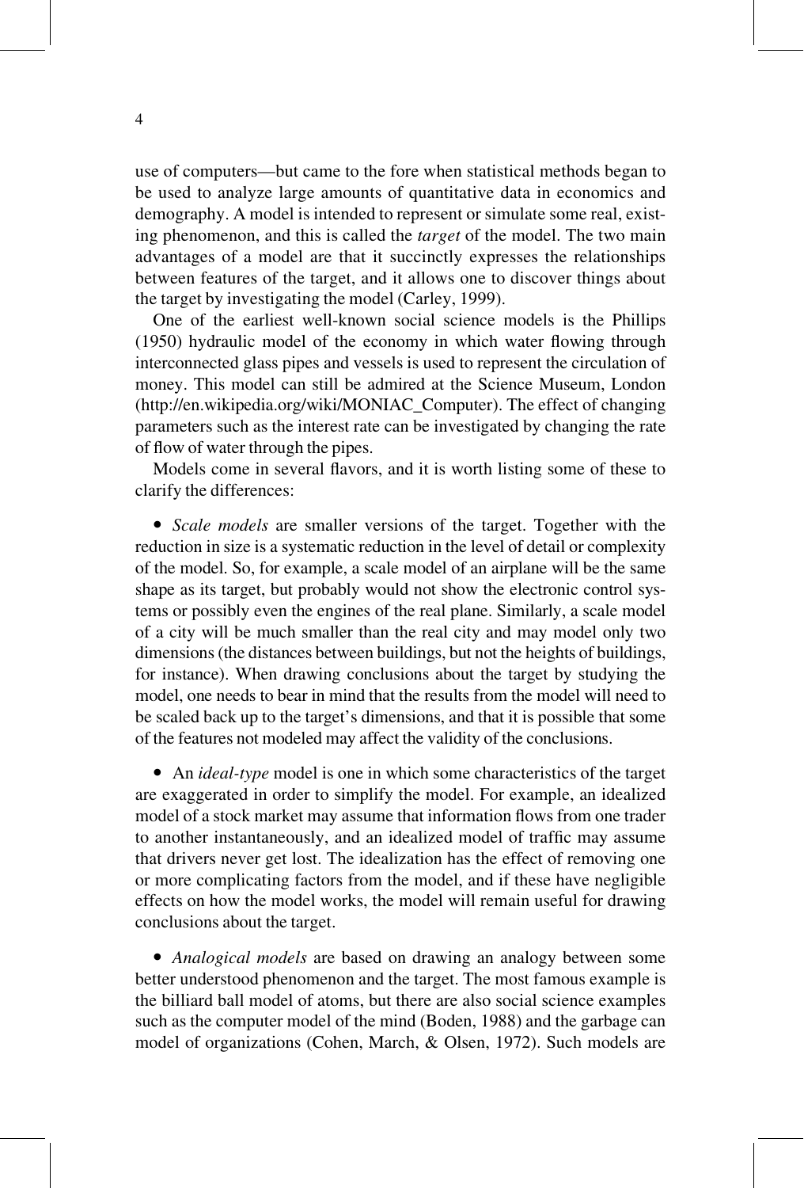use of computers—but came to the fore when statistical methods began to be used to analyze large amounts of quantitative data in economics and demography. A model is intended to represent or simulate some real, existing phenomenon, and this is called the *target* of the model. The two main advantages of a model are that it succinctly expresses the relationships between features of the target, and it allows one to discover things about the target by investigating the model (Carley, 1999).

One of the earliest well-known social science models is the Phillips (1950) hydraulic model of the economy in which water flowing through interconnected glass pipes and vessels is used to represent the circulation of money. This model can still be admired at the Science Museum, London (http://en.wikipedia.org/wiki/MONIAC_Computer). The effect of changing parameters such as the interest rate can be investigated by changing the rate of flow of water through the pipes.

Models come in several flavors, and it is worth listing some of these to clarify the differences:

- *Scale models* are smaller versions of the target. Together with the reduction in size is a systematic reduction in the level of detail or complexity of the model. So, for example, a scale model of an airplane will be the same shape as its target, but probably would not show the electronic control systems or possibly even the engines of the real plane. Similarly, a scale model of a city will be much smaller than the real city and may model only two dimensions (the distances between buildings, but not the heights of buildings, for instance). When drawing conclusions about the target by studying the model, one needs to bear in mind that the results from the model will need to be scaled back up to the target's dimensions, and that it is possible that some of the features not modeled may affect the validity of the conclusions.

- An *ideal-type* model is one in which some characteristics of the target are exaggerated in order to simplify the model. For example, an idealized model of a stock market may assume that information flows from one trader to another instantaneously, and an idealized model of traffic may assume that drivers never get lost. The idealization has the effect of removing one or more complicating factors from the model, and if these have negligible effects on how the model works, the model will remain useful for drawing conclusions about the target.

- *Analogical models* are based on drawing an analogy between some better understood phenomenon and the target. The most famous example is the billiard ball model of atoms, but there are also social science examples such as the computer model of the mind (Boden, 1988) and the garbage can model of organizations (Cohen, March, & Olsen, 1972). Such models are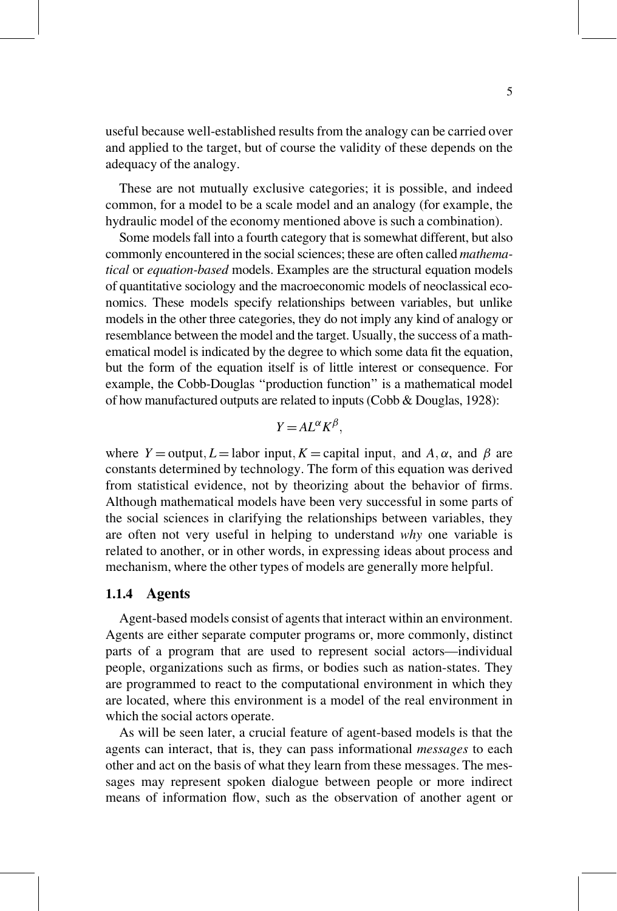useful because well-established results from the analogy can be carried over and applied to the target, but of course the validity of these depends on the adequacy of the analogy.

These are not mutually exclusive categories; it is possible, and indeed common, for a model to be a scale model and an analogy (for example, the hydraulic model of the economy mentioned above is such a combination).

Some models fall into a fourth category that is somewhat different, but also commonly encountered in the social sciences; these are often called *mathematical* or *equation-based* models. Examples are the structural equation models of quantitative sociology and the macroeconomic models of neoclassical economics. These models specify relationships between variables, but unlike models in the other three categories, they do not imply any kind of analogy or resemblance between the model and the target. Usually, the success of a mathematical model is indicated by the degree to which some data fit the equation, but the form of the equation itself is of little interest or consequence. For example, the Cobb-Douglas "production function" is a mathematical model of how manufactured outputs are related to inputs (Cobb & Douglas, 1928):

$$Y = AL^{\alpha}K^{\beta},$$

where $Y =$ output, $L =$ labor input, $K =$ capital input, and $A, \alpha$, and $\beta$ are constants determined by technology. The form of this equation was derived from statistical evidence, not by theorizing about the behavior of firms. Although mathematical models have been very successful in some parts of the social sciences in clarifying the relationships between variables, they are often not very useful in helping to understand *why* one variable is related to another, or in other words, in expressing ideas about process and mechanism, where the other types of models are generally more helpful.

### 1.1.4 Agents

Agent-based models consist of agents that interact within an environment. Agents are either separate computer programs or, more commonly, distinct parts of a program that are used to represent social actors—individual people, organizations such as firms, or bodies such as nation-states. They are programmed to react to the computational environment in which they are located, where this environment is a model of the real environment in which the social actors operate.

As will be seen later, a crucial feature of agent-based models is that the agents can interact, that is, they can pass informational *messages* to each other and act on the basis of what they learn from these messages. The messages may represent spoken dialogue between people or more indirect means of information flow, such as the observation of another agent or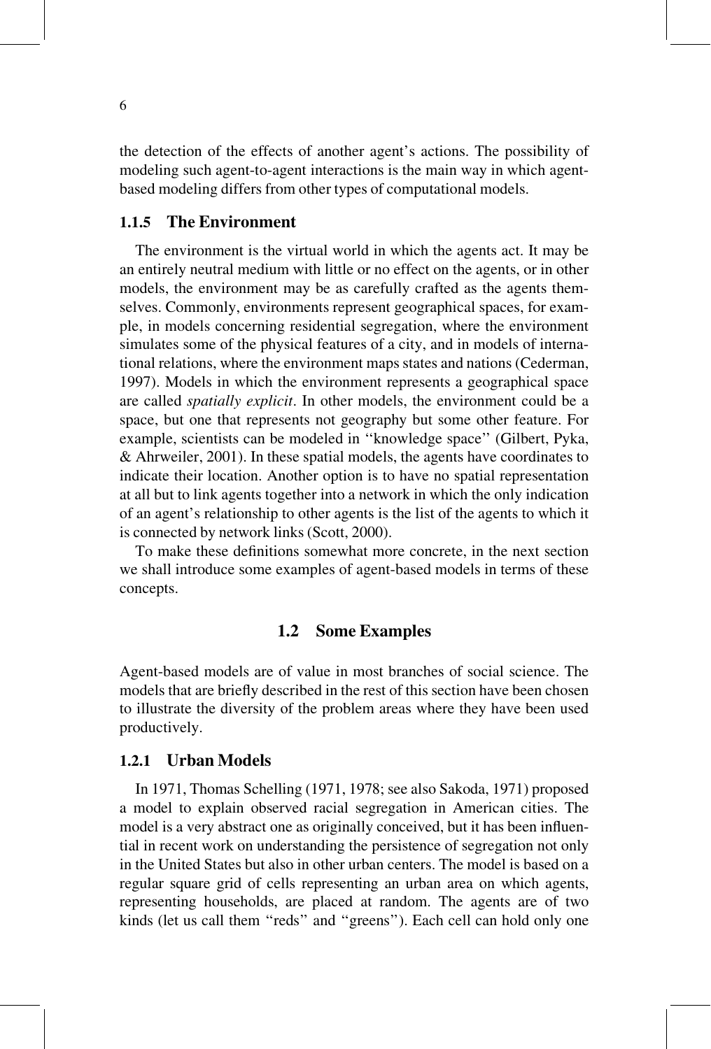the detection of the effects of another agent's actions. The possibility of modeling such agent-to-agent interactions is the main way in which agent-based modeling differs from other types of computational models.

### 1.1.5 The Environment

The environment is the virtual world in which the agents act. It may be an entirely neutral medium with little or no effect on the agents, or in other models, the environment may be as carefully crafted as the agents themselves. Commonly, environments represent geographical spaces, for example, in models concerning residential segregation, where the environment simulates some of the physical features of a city, and in models of international relations, where the environment maps states and nations (Cederman, 1997). Models in which the environment represents a geographical space are called *spatially explicit*. In other models, the environment could be a space, but one that represents not geography but some other feature. For example, scientists can be modeled in "knowledge space" (Gilbert, Pyka, & Ahrweiler, 2001). In these spatial models, the agents have coordinates to indicate their location. Another option is to have no spatial representation at all but to link agents together into a network in which the only indication of an agent's relationship to other agents is the list of the agents to which it is connected by network links (Scott, 2000).

To make these definitions somewhat more concrete, in the next section we shall introduce some examples of agent-based models in terms of these concepts.

## 1.2 Some Examples

Agent-based models are of value in most branches of social science. The models that are briefly described in the rest of this section have been chosen to illustrate the diversity of the problem areas where they have been used productively.

### 1.2.1 Urban Models

In 1971, Thomas Schelling (1971, 1978; see also Sakoda, 1971) proposed a model to explain observed racial segregation in American cities. The model is a very abstract one as originally conceived, but it has been influential in recent work on understanding the persistence of segregation not only in the United States but also in other urban centers. The model is based on a regular square grid of cells representing an urban area on which agents, representing households, are placed at random. The agents are of two kinds (let us call them "reds" and "greens"). Each cell can hold only one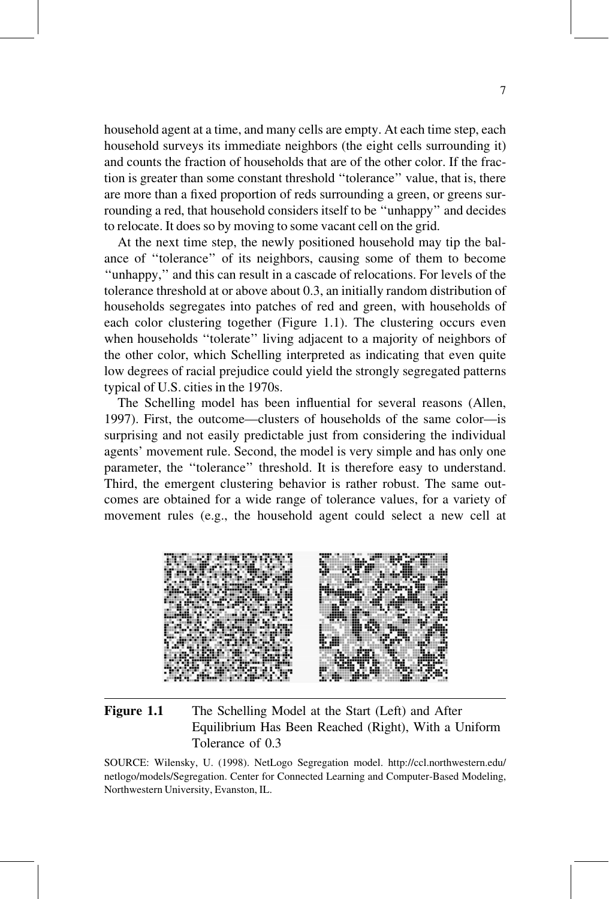household agent at a time, and many cells are empty. At each time step, each household surveys its immediate neighbors (the eight cells surrounding it) and counts the fraction of households that are of the other color. If the fraction is greater than some constant threshold ''tolerance'' value, that is, there are more than a fixed proportion of reds surrounding a green, or greens surrounding a red, that household considers itself to be ''unhappy'' and decides to relocate. It does so by moving to some vacant cell on the grid.

At the next time step, the newly positioned household may tip the balance of ''tolerance'' of its neighbors, causing some of them to become ''unhappy,'' and this can result in a cascade of relocations. For levels of the tolerance threshold at or above about 0.3, an initially random distribution of households segregates into patches of red and green, with households of each color clustering together (Figure 1.1). The clustering occurs even when households ''tolerate'' living adjacent to a majority of neighbors of the other color, which Schelling interpreted as indicating that even quite low degrees of racial prejudice could yield the strongly segregated patterns typical of U.S. cities in the 1970s.

The Schelling model has been influential for several reasons (Allen, 1997). First, the outcome—clusters of households of the same color—is surprising and not easily predictable just from considering the individual agents' movement rule. Second, the model is very simple and has only one parameter, the ''tolerance'' threshold. It is therefore easy to understand. Third, the emergent clustering behavior is rather robust. The same outcomes are obtained for a wide range of tolerance values, for a variety of movement rules (e.g., the household agent could select a new cell at

**Figure 1.1** The Schelling Model at the Start (Left) and After Equilibrium Has Been Reached (Right), With a Uniform Tolerance of 0.3

SOURCE: Wilensky, U. (1998). NetLogo Segregation model. http://ccl.northwestern.edu/netlogo/models/Segregation. Center for Connected Learning and Computer-Based Modeling, Northwestern University, Evanston, IL.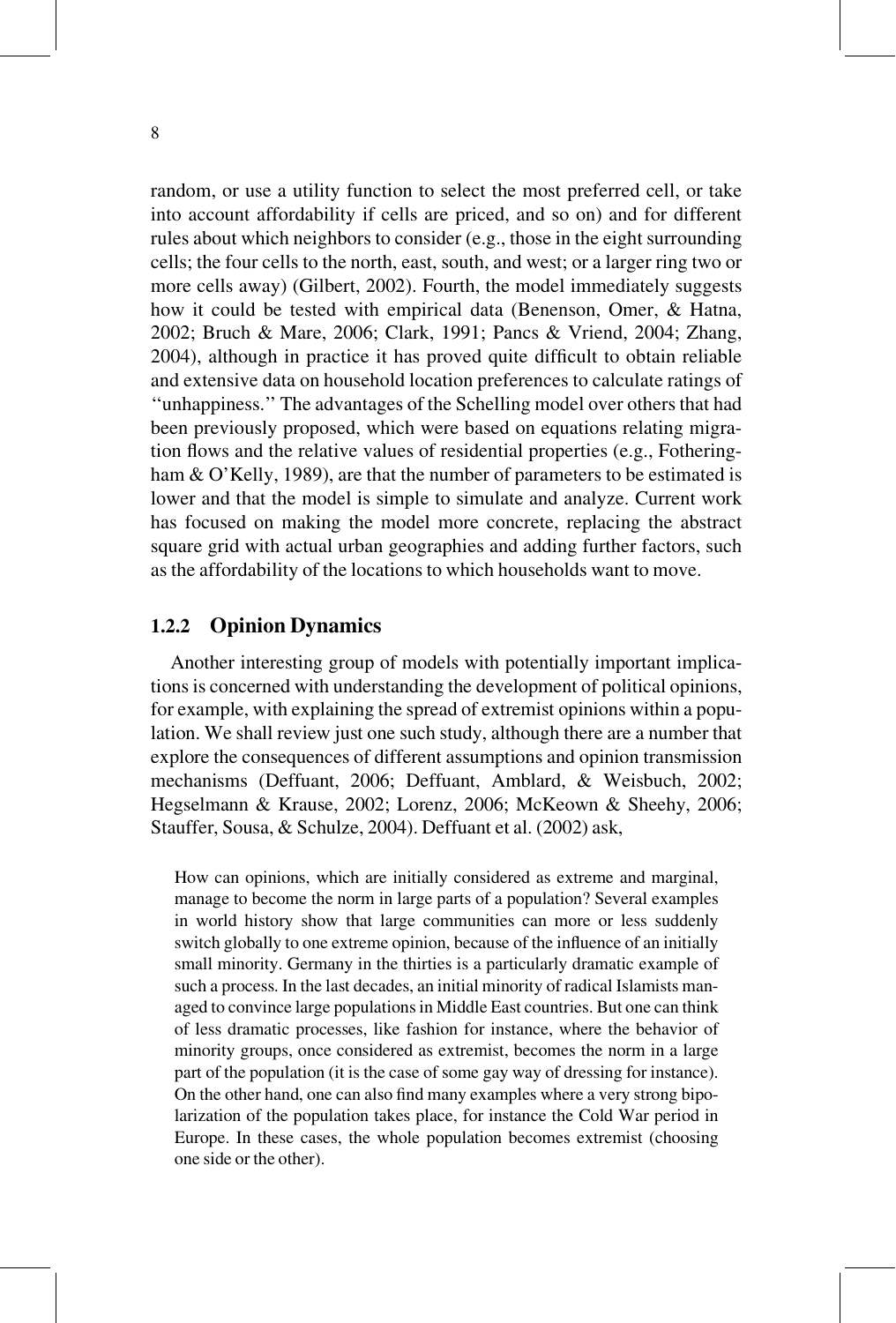random, or use a utility function to select the most preferred cell, or take into account affordability if cells are priced, and so on) and for different rules about which neighbors to consider (e.g., those in the eight surrounding cells; the four cells to the north, east, south, and west; or a larger ring two or more cells away) (Gilbert, 2002). Fourth, the model immediately suggests how it could be tested with empirical data (Benenson, Omer, & Hatna, 2002; Bruch & Mare, 2006; Clark, 1991; Pancs & Vriend, 2004; Zhang, 2004), although in practice it has proved quite difficult to obtain reliable and extensive data on household location preferences to calculate ratings of ''unhappiness.'' The advantages of the Schelling model over others that had been previously proposed, which were based on equations relating migration flows and the relative values of residential properties (e.g., Fotheringham & O'Kelly, 1989), are that the number of parameters to be estimated is lower and that the model is simple to simulate and analyze. Current work has focused on making the model more concrete, replacing the abstract square grid with actual urban geographies and adding further factors, such as the affordability of the locations to which households want to move.

### 1.2.2 Opinion Dynamics

Another interesting group of models with potentially important implications is concerned with understanding the development of political opinions, for example, with explaining the spread of extremist opinions within a population. We shall review just one such study, although there are a number that explore the consequences of different assumptions and opinion transmission mechanisms (Deffuant, 2006; Deffuant, Amblard, & Weisbuch, 2002; Hegselmann & Krause, 2002; Lorenz, 2006; McKeown & Sheehy, 2006; Stauffer, Sousa, & Schulze, 2004). Deffuant et al. (2002) ask,

> How can opinions, which are initially considered as extreme and marginal, manage to become the norm in large parts of a population? Several examples in world history show that large communities can more or less suddenly switch globally to one extreme opinion, because of the influence of an initially small minority. Germany in the thirties is a particularly dramatic example of such a process. In the last decades, an initial minority of radical Islamists managed to convince large populations in Middle East countries. But one can think of less dramatic processes, like fashion for instance, where the behavior of minority groups, once considered as extremist, becomes the norm in a large part of the population (it is the case of some gay way of dressing for instance). On the other hand, one can also find many examples where a very strong bipolarization of the population takes place, for instance the Cold War period in Europe. In these cases, the whole population becomes extremist (choosing one side or the other).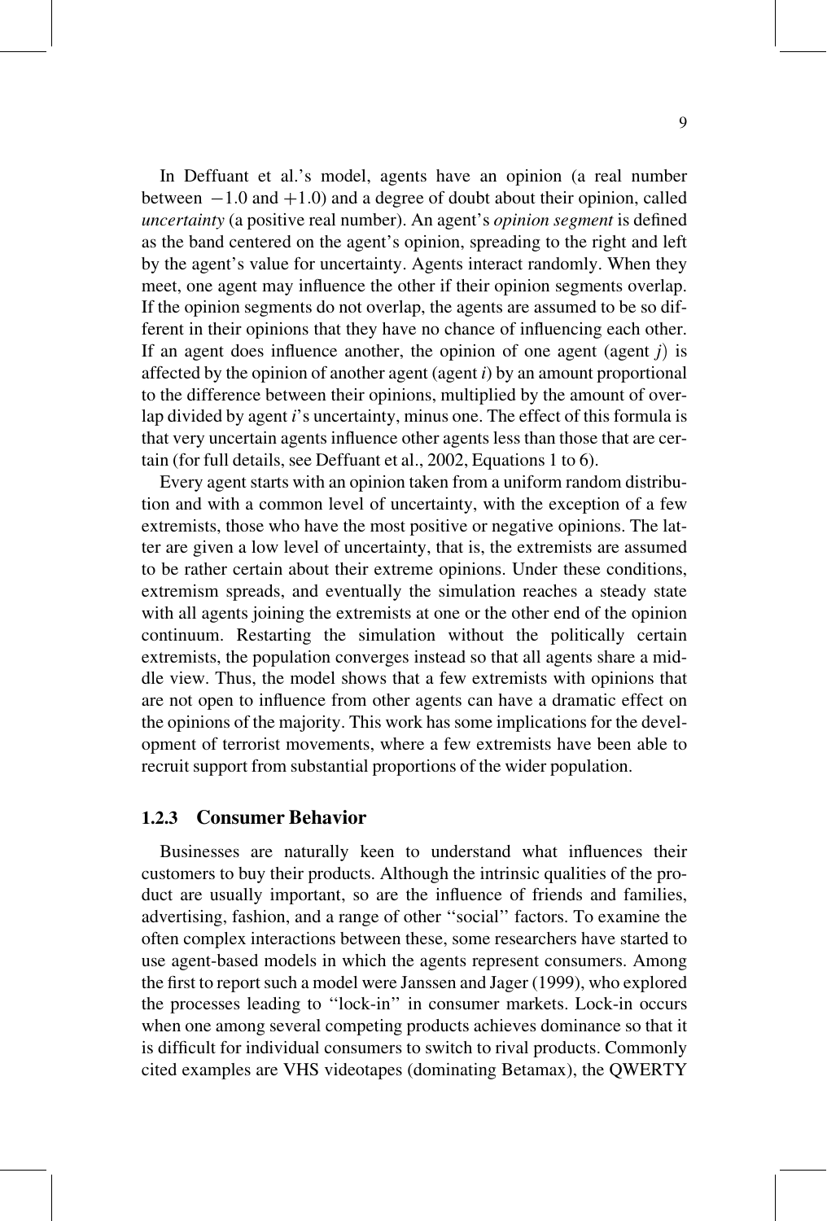In Deffuant et al.'s model, agents have an opinion (a real number between $-1.0$ and $+1.0$) and a degree of doubt about their opinion, called *uncertainty* (a positive real number). An agent's *opinion segment* is defined as the band centered on the agent's opinion, spreading to the right and left by the agent's value for uncertainty. Agents interact randomly. When they meet, one agent may influence the other if their opinion segments overlap. If the opinion segments do not overlap, the agents are assumed to be so different in their opinions that they have no chance of influencing each other. If an agent does influence another, the opinion of one agent (agent $j$) is affected by the opinion of another agent (agent $i$) by an amount proportional to the difference between their opinions, multiplied by the amount of overlap divided by agent $i$'s uncertainty, minus one. The effect of this formula is that very uncertain agents influence other agents less than those that are certain (for full details, see Deffuant et al., 2002, Equations 1 to 6).

Every agent starts with an opinion taken from a uniform random distribution and with a common level of uncertainty, with the exception of a few extremists, those who have the most positive or negative opinions. The latter are given a low level of uncertainty, that is, the extremists are assumed to be rather certain about their extreme opinions. Under these conditions, extremism spreads, and eventually the simulation reaches a steady state with all agents joining the extremists at one or the other end of the opinion continuum. Restarting the simulation without the politically certain extremists, the population converges instead so that all agents share a middle view. Thus, the model shows that a few extremists with opinions that are not open to influence from other agents can have a dramatic effect on the opinions of the majority. This work has some implications for the development of terrorist movements, where a few extremists have been able to recruit support from substantial proportions of the wider population.

### 1.2.3 Consumer Behavior

Businesses are naturally keen to understand what influences their customers to buy their products. Although the intrinsic qualities of the product are usually important, so are the influence of friends and families, advertising, fashion, and a range of other "social" factors. To examine the often complex interactions between these, some researchers have started to use agent-based models in which the agents represent consumers. Among the first to report such a model were Janssen and Jager (1999), who explored the processes leading to "lock-in" in consumer markets. Lock-in occurs when one among several competing products achieves dominance so that it is difficult for individual consumers to switch to rival products. Commonly cited examples are VHS videotapes (dominating Betamax), the QWERTY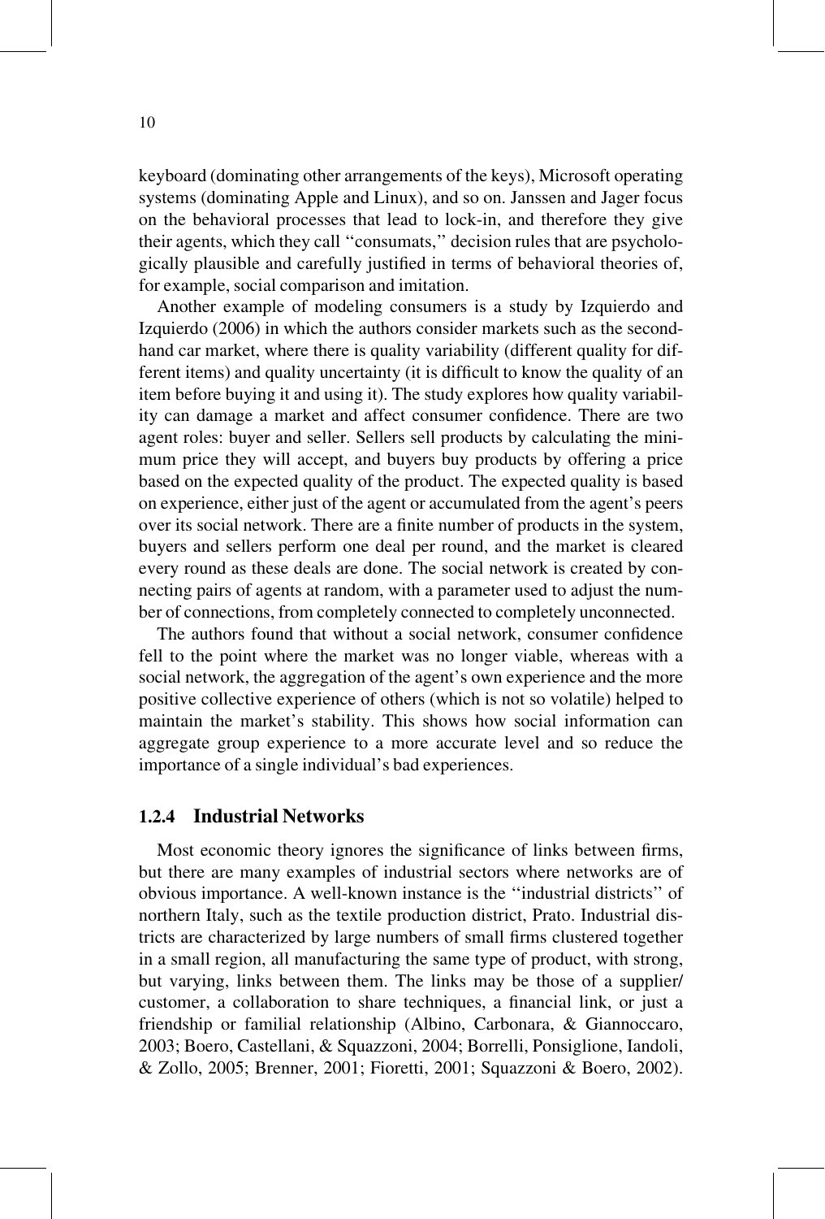keyboard (dominating other arrangements of the keys), Microsoft operating systems (dominating Apple and Linux), and so on. Janssen and Jager focus on the behavioral processes that lead to lock-in, and therefore they give their agents, which they call ''consumats,'' decision rules that are psychologically plausible and carefully justified in terms of behavioral theories of, for example, social comparison and imitation.

Another example of modeling consumers is a study by Izquierdo and Izquierdo (2006) in which the authors consider markets such as the second-hand car market, where there is quality variability (different quality for different items) and quality uncertainty (it is difficult to know the quality of an item before buying it and using it). The study explores how quality variability can damage a market and affect consumer confidence. There are two agent roles: buyer and seller. Sellers sell products by calculating the minimum price they will accept, and buyers buy products by offering a price based on the expected quality of the product. The expected quality is based on experience, either just of the agent or accumulated from the agent's peers over its social network. There are a finite number of products in the system, buyers and sellers perform one deal per round, and the market is cleared every round as these deals are done. The social network is created by connecting pairs of agents at random, with a parameter used to adjust the number of connections, from completely connected to completely unconnected.

The authors found that without a social network, consumer confidence fell to the point where the market was no longer viable, whereas with a social network, the aggregation of the agent's own experience and the more positive collective experience of others (which is not so volatile) helped to maintain the market's stability. This shows how social information can aggregate group experience to a more accurate level and so reduce the importance of a single individual's bad experiences.

### 1.2.4 Industrial Networks

Most economic theory ignores the significance of links between firms, but there are many examples of industrial sectors where networks are of obvious importance. A well-known instance is the ''industrial districts'' of northern Italy, such as the textile production district, Prato. Industrial districts are characterized by large numbers of small firms clustered together in a small region, all manufacturing the same type of product, with strong, but varying, links between them. The links may be those of a supplier/customer, a collaboration to share techniques, a financial link, or just a friendship or familial relationship (Albino, Carbonara, & Giannoccaro, 2003; Boero, Castellani, & Squazzoni, 2004; Borrelli, Ponsiglione, Iandoli, & Zollo, 2005; Brenner, 2001; Fioretti, 2001; Squazzoni & Boero, 2002).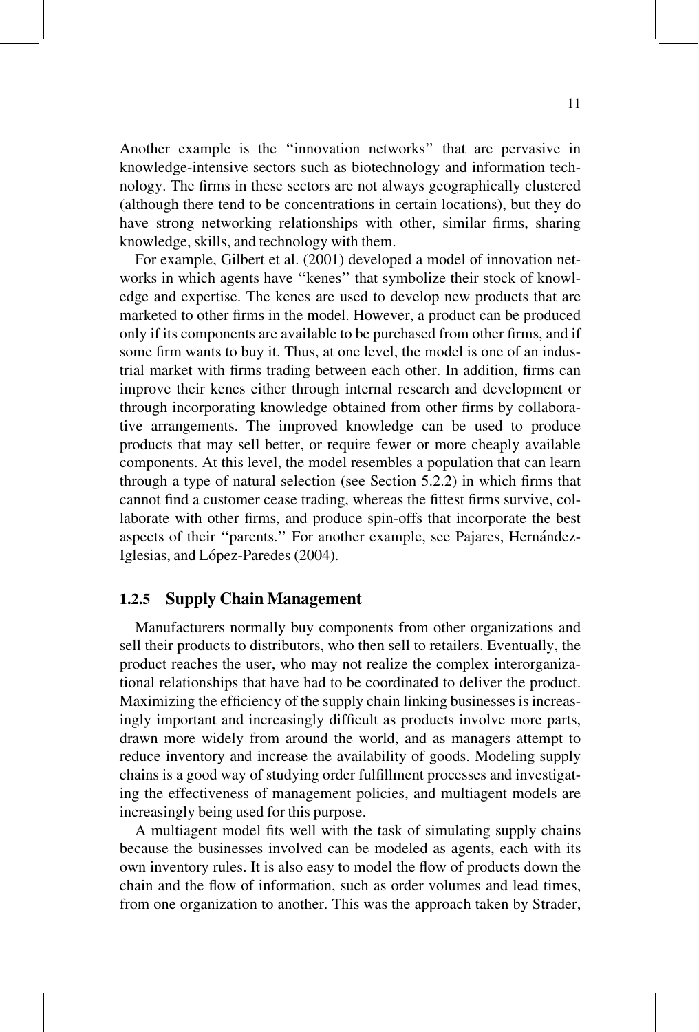Another example is the "innovation networks" that are pervasive in knowledge-intensive sectors such as biotechnology and information technology. The firms in these sectors are not always geographically clustered (although there tend to be concentrations in certain locations), but they do have strong networking relationships with other, similar firms, sharing knowledge, skills, and technology with them.

For example, Gilbert et al. (2001) developed a model of innovation networks in which agents have "kenes" that symbolize their stock of knowledge and expertise. The kenes are used to develop new products that are marketed to other firms in the model. However, a product can be produced only if its components are available to be purchased from other firms, and if some firm wants to buy it. Thus, at one level, the model is one of an industrial market with firms trading between each other. In addition, firms can improve their kenes either through internal research and development or through incorporating knowledge obtained from other firms by collaborative arrangements. The improved knowledge can be used to produce products that may sell better, or require fewer or more cheaply available components. At this level, the model resembles a population that can learn through a type of natural selection (see Section 5.2.2) in which firms that cannot find a customer cease trading, whereas the fittest firms survive, collaborate with other firms, and produce spin-offs that incorporate the best aspects of their "parents." For another example, see Pajares, Hernández-Iglesias, and López-Paredes (2004).

### 1.2.5 Supply Chain Management

Manufacturers normally buy components from other organizations and sell their products to distributors, who then sell to retailers. Eventually, the product reaches the user, who may not realize the complex interorganizational relationships that have had to be coordinated to deliver the product. Maximizing the efficiency of the supply chain linking businesses is increasingly important and increasingly difficult as products involve more parts, drawn more widely from around the world, and as managers attempt to reduce inventory and increase the availability of goods. Modeling supply chains is a good way of studying order fulfillment processes and investigating the effectiveness of management policies, and multiagent models are increasingly being used for this purpose.

A multiagent model fits well with the task of simulating supply chains because the businesses involved can be modeled as agents, each with its own inventory rules. It is also easy to model the flow of products down the chain and the flow of information, such as order volumes and lead times, from one organization to another. This was the approach taken by Strader,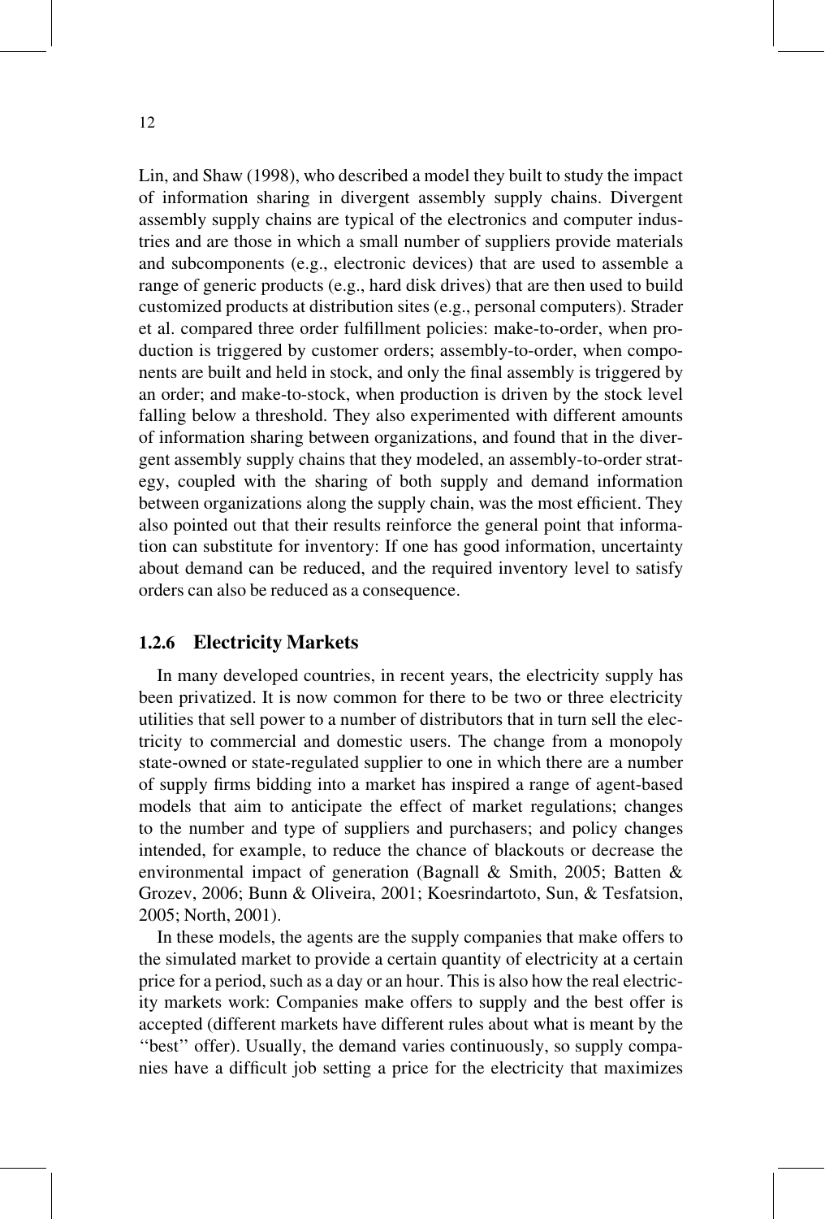Lin, and Shaw (1998), who described a model they built to study the impact of information sharing in divergent assembly supply chains. Divergent assembly supply chains are typical of the electronics and computer industries and are those in which a small number of suppliers provide materials and subcomponents (e.g., electronic devices) that are used to assemble a range of generic products (e.g., hard disk drives) that are then used to build customized products at distribution sites (e.g., personal computers). Strader et al. compared three order fulfillment policies: make-to-order, when production is triggered by customer orders; assembly-to-order, when components are built and held in stock, and only the final assembly is triggered by an order; and make-to-stock, when production is driven by the stock level falling below a threshold. They also experimented with different amounts of information sharing between organizations, and found that in the divergent assembly supply chains that they modeled, an assembly-to-order strategy, coupled with the sharing of both supply and demand information between organizations along the supply chain, was the most efficient. They also pointed out that their results reinforce the general point that information can substitute for inventory: If one has good information, uncertainty about demand can be reduced, and the required inventory level to satisfy orders can also be reduced as a consequence.

### 1.2.6 Electricity Markets

In many developed countries, in recent years, the electricity supply has been privatized. It is now common for there to be two or three electricity utilities that sell power to a number of distributors that in turn sell the electricity to commercial and domestic users. The change from a monopoly state-owned or state-regulated supplier to one in which there are a number of supply firms bidding into a market has inspired a range of agent-based models that aim to anticipate the effect of market regulations; changes to the number and type of suppliers and purchasers; and policy changes intended, for example, to reduce the chance of blackouts or decrease the environmental impact of generation (Bagnall & Smith, 2005; Batten & Grozev, 2006; Bunn & Oliveira, 2001; Koesrindartoto, Sun, & Tesfatsion, 2005; North, 2001).

In these models, the agents are the supply companies that make offers to the simulated market to provide a certain quantity of electricity at a certain price for a period, such as a day or an hour. This is also how the real electricity markets work: Companies make offers to supply and the best offer is accepted (different markets have different rules about what is meant by the ''best'' offer). Usually, the demand varies continuously, so supply companies have a difficult job setting a price for the electricity that maximizes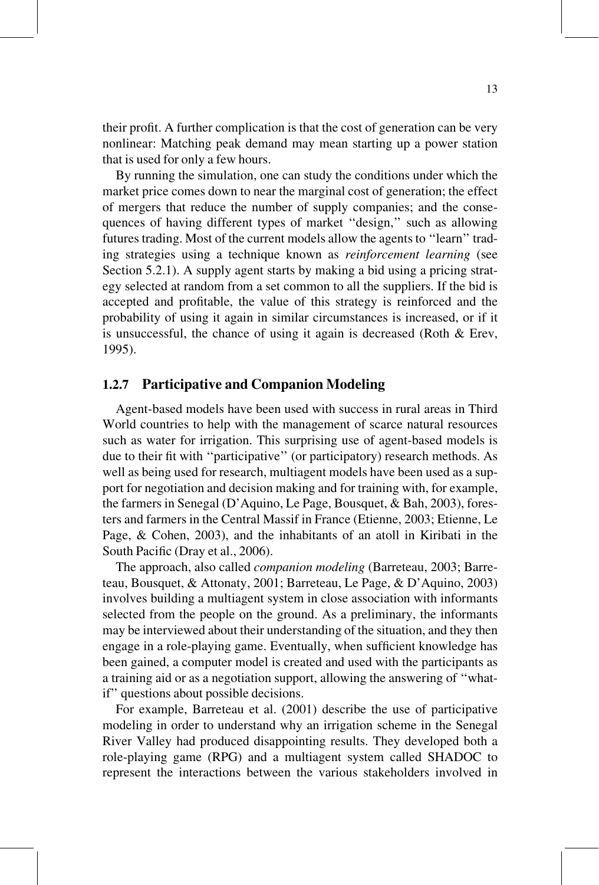their profit. A further complication is that the cost of generation can be very nonlinear: Matching peak demand may mean starting up a power station that is used for only a few hours.

By running the simulation, one can study the conditions under which the market price comes down to near the marginal cost of generation; the effect of mergers that reduce the number of supply companies; and the consequences of having different types of market ''design,'' such as allowing futures trading. Most of the current models allow the agents to ''learn'' trading strategies using a technique known as *reinforcement learning* (see Section 5.2.1). A supply agent starts by making a bid using a pricing strategy selected at random from a set common to all the suppliers. If the bid is accepted and profitable, the value of this strategy is reinforced and the probability of using it again in similar circumstances is increased, or if it is unsuccessful, the chance of using it again is decreased (Roth & Erev, 1995).

### 1.2.7 Participative and Companion Modeling

Agent-based models have been used with success in rural areas in Third World countries to help with the management of scarce natural resources such as water for irrigation. This surprising use of agent-based models is due to their fit with ''participative'' (or participatory) research methods. As well as being used for research, multiagent models have been used as a support for negotiation and decision making and for training with, for example, the farmers in Senegal (D'Aquino, Le Page, Bousquet, & Bah, 2003), foresters and farmers in the Central Massif in France (Etienne, 2003; Etienne, Le Page, & Cohen, 2003), and the inhabitants of an atoll in Kiribati in the South Pacific (Dray et al., 2006).

The approach, also called *companion modeling* (Barreteau, 2003; Barreteau, Bousquet, & Attonaty, 2001; Barreteau, Le Page, & D'Aquino, 2003) involves building a multiagent system in close association with informants selected from the people on the ground. As a preliminary, the informants may be interviewed about their understanding of the situation, and they then engage in a role-playing game. Eventually, when sufficient knowledge has been gained, a computer model is created and used with the participants as a training aid or as a negotiation support, allowing the answering of ''what-if'' questions about possible decisions.

For example, Barreteau et al. (2001) describe the use of participative modeling in order to understand why an irrigation scheme in the Senegal River Valley had produced disappointing results. They developed both a role-playing game (RPG) and a multiagent system called SHADOC to represent the interactions between the various stakeholders involved in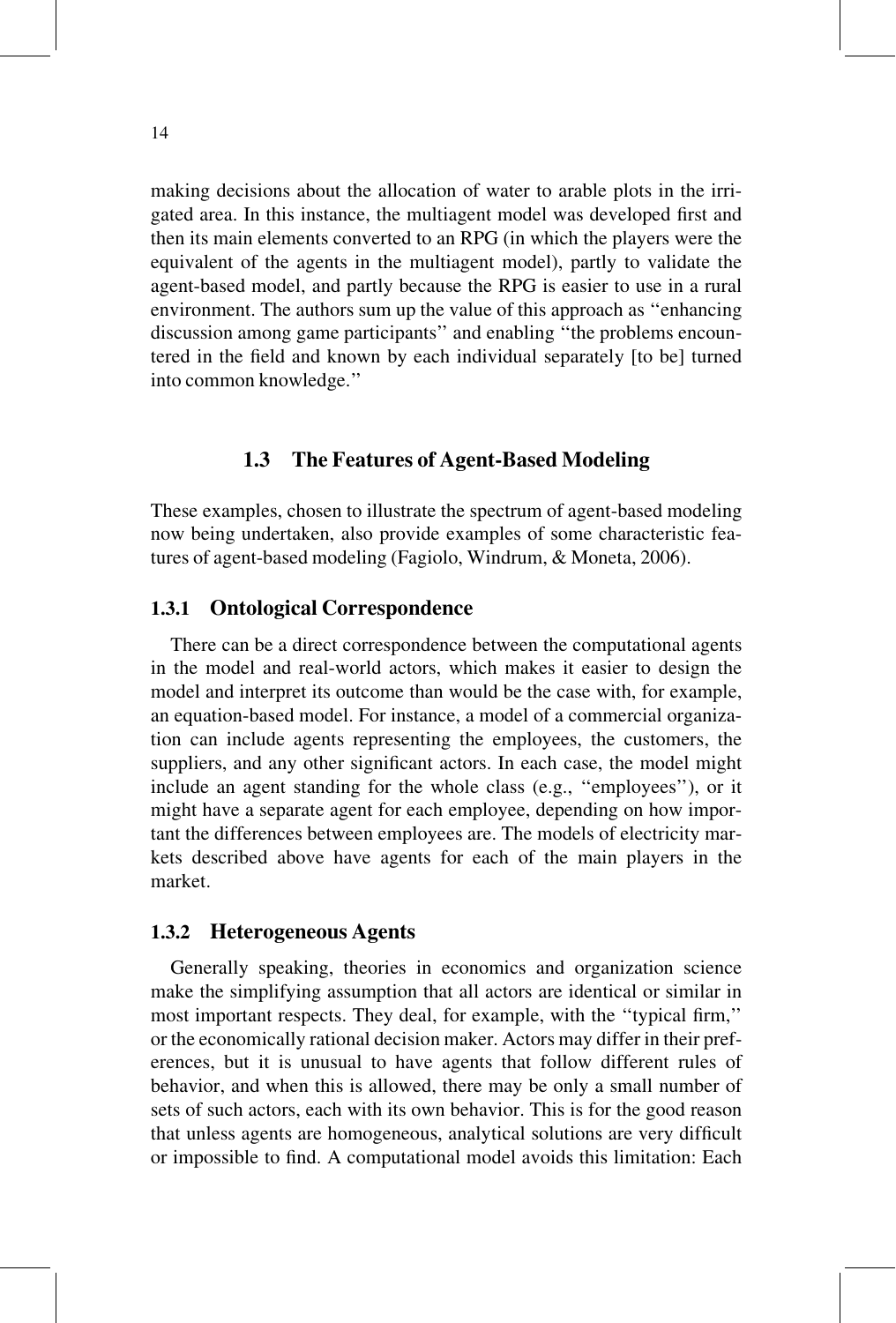making decisions about the allocation of water to arable plots in the irrigated area. In this instance, the multiagent model was developed first and then its main elements converted to an RPG (in which the players were the equivalent of the agents in the multiagent model), partly to validate the agent-based model, and partly because the RPG is easier to use in a rural environment. The authors sum up the value of this approach as "enhancing discussion among game participants" and enabling "the problems encountered in the field and known by each individual separately [to be] turned into common knowledge."

## 1.3 The Features of Agent-Based Modeling

These examples, chosen to illustrate the spectrum of agent-based modeling now being undertaken, also provide examples of some characteristic features of agent-based modeling (Fagiolo, Windrum, & Moneta, 2006).

### 1.3.1 Ontological Correspondence

There can be a direct correspondence between the computational agents in the model and real-world actors, which makes it easier to design the model and interpret its outcome than would be the case with, for example, an equation-based model. For instance, a model of a commercial organization can include agents representing the employees, the customers, the suppliers, and any other significant actors. In each case, the model might include an agent standing for the whole class (e.g., "employees"), or it might have a separate agent for each employee, depending on how important the differences between employees are. The models of electricity markets described above have agents for each of the main players in the market.

### 1.3.2 Heterogeneous Agents

Generally speaking, theories in economics and organization science make the simplifying assumption that all actors are identical or similar in most important respects. They deal, for example, with the "typical firm," or the economically rational decision maker. Actors may differ in their preferences, but it is unusual to have agents that follow different rules of behavior, and when this is allowed, there may be only a small number of sets of such actors, each with its own behavior. This is for the good reason that unless agents are homogeneous, analytical solutions are very difficult or impossible to find. A computational model avoids this limitation: Each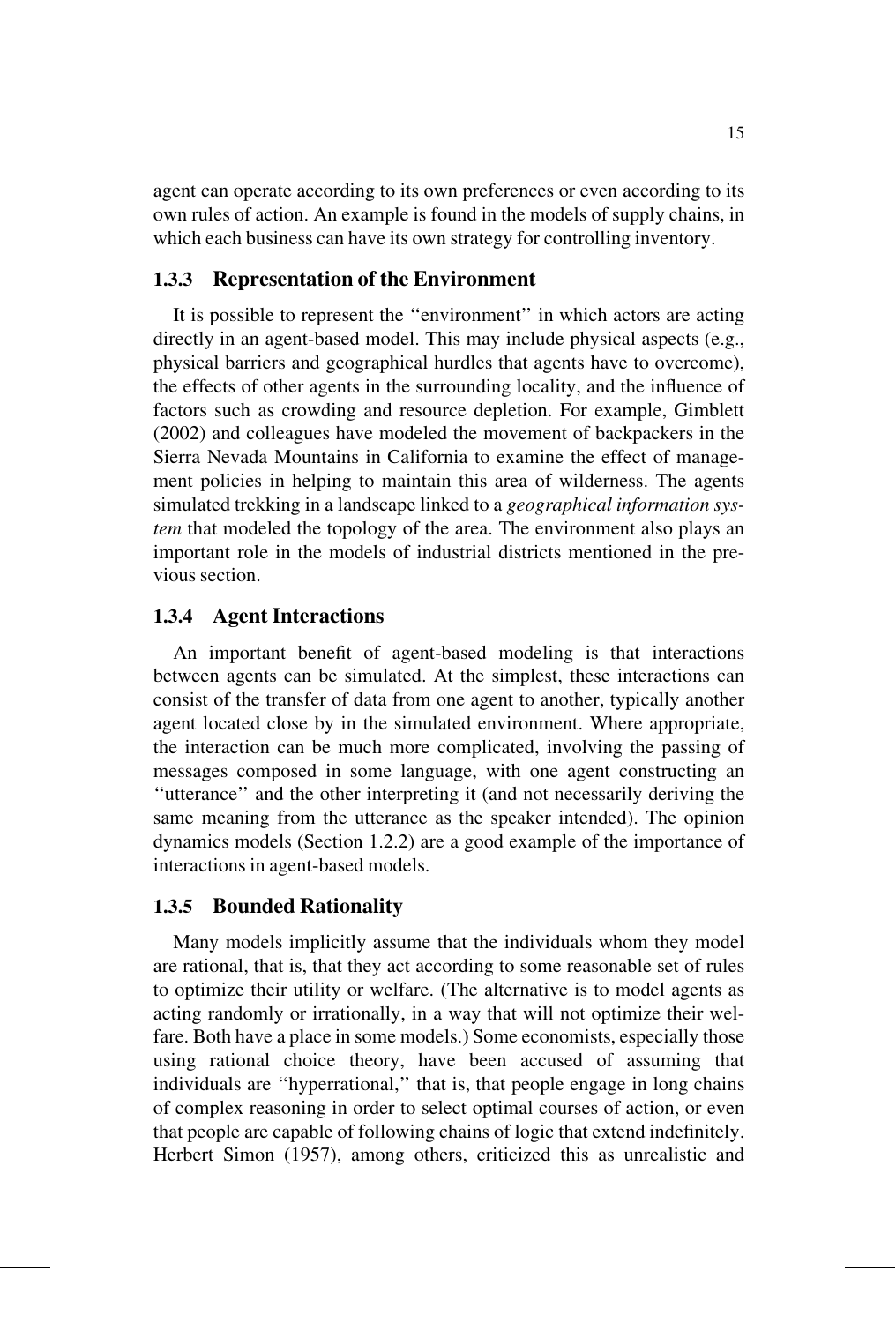agent can operate according to its own preferences or even according to its own rules of action. An example is found in the models of supply chains, in which each business can have its own strategy for controlling inventory.

### 1.3.3 Representation of the Environment

It is possible to represent the "environment" in which actors are acting directly in an agent-based model. This may include physical aspects (e.g., physical barriers and geographical hurdles that agents have to overcome), the effects of other agents in the surrounding locality, and the influence of factors such as crowding and resource depletion. For example, Gimblett (2002) and colleagues have modeled the movement of backpackers in the Sierra Nevada Mountains in California to examine the effect of management policies in helping to maintain this area of wilderness. The agents simulated trekking in a landscape linked to a *geographical information system* that modeled the topology of the area. The environment also plays an important role in the models of industrial districts mentioned in the previous section.

### 1.3.4 Agent Interactions

An important benefit of agent-based modeling is that interactions between agents can be simulated. At the simplest, these interactions can consist of the transfer of data from one agent to another, typically another agent located close by in the simulated environment. Where appropriate, the interaction can be much more complicated, involving the passing of messages composed in some language, with one agent constructing an "utterance" and the other interpreting it (and not necessarily deriving the same meaning from the utterance as the speaker intended). The opinion dynamics models (Section 1.2.2) are a good example of the importance of interactions in agent-based models.

### 1.3.5 Bounded Rationality

Many models implicitly assume that the individuals whom they model are rational, that is, that they act according to some reasonable set of rules to optimize their utility or welfare. (The alternative is to model agents as acting randomly or irrationally, in a way that will not optimize their welfare. Both have a place in some models.) Some economists, especially those using rational choice theory, have been accused of assuming that individuals are "hyperrational," that is, that people engage in long chains of complex reasoning in order to select optimal courses of action, or even that people are capable of following chains of logic that extend indefinitely. Herbert Simon (1957), among others, criticized this as unrealistic and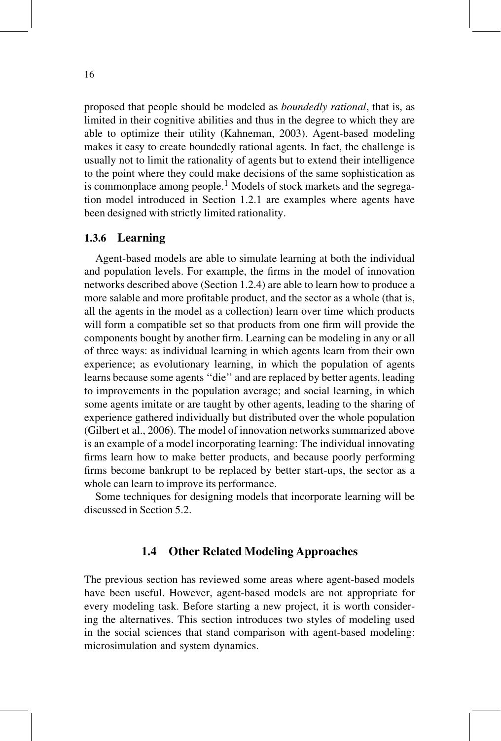proposed that people should be modeled as *boundedly rational*, that is, as limited in their cognitive abilities and thus in the degree to which they are able to optimize their utility (Kahneman, 2003). Agent-based modeling makes it easy to create boundedly rational agents. In fact, the challenge is usually not to limit the rationality of agents but to extend their intelligence to the point where they could make decisions of the same sophistication as is commonplace among people.[1] Models of stock markets and the segregation model introduced in Section 1.2.1 are examples where agents have been designed with strictly limited rationality.

### 1.3.6 Learning

Agent-based models are able to simulate learning at both the individual and population levels. For example, the firms in the model of innovation networks described above (Section 1.2.4) are able to learn how to produce a more salable and more profitable product, and the sector as a whole (that is, all the agents in the model as a collection) learn over time which products will form a compatible set so that products from one firm will provide the components bought by another firm. Learning can be modeling in any or all of three ways: as individual learning in which agents learn from their own experience; as evolutionary learning, in which the population of agents learns because some agents "die" and are replaced by better agents, leading to improvements in the population average; and social learning, in which some agents imitate or are taught by other agents, leading to the sharing of experience gathered individually but distributed over the whole population (Gilbert et al., 2006). The model of innovation networks summarized above is an example of a model incorporating learning: The individual innovating firms learn how to make better products, and because poorly performing firms become bankrupt to be replaced by better start-ups, the sector as a whole can learn to improve its performance.

Some techniques for designing models that incorporate learning will be discussed in Section 5.2.

## 1.4 Other Related Modeling Approaches

The previous section has reviewed some areas where agent-based models have been useful. However, agent-based models are not appropriate for every modeling task. Before starting a new project, it is worth considering the alternatives. This section introduces two styles of modeling used in the social sciences that stand comparison with agent-based modeling: microsimulation and system dynamics.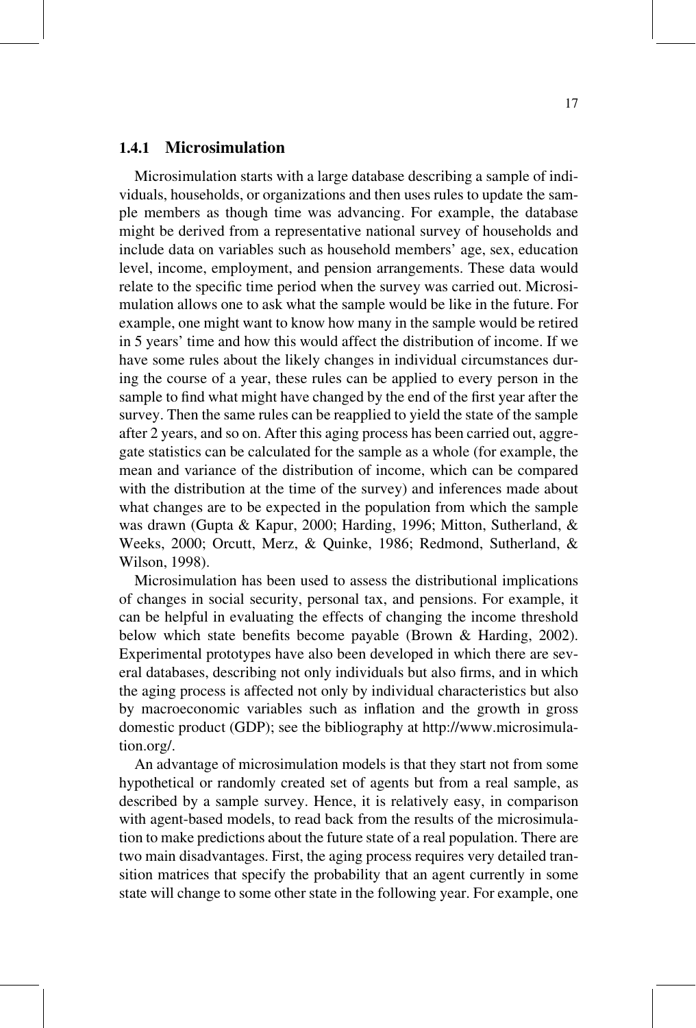### 1.4.1 Microsimulation

Microsimulation starts with a large database describing a sample of individuals, households, or organizations and then uses rules to update the sample members as though time was advancing. For example, the database might be derived from a representative national survey of households and include data on variables such as household members' age, sex, education level, income, employment, and pension arrangements. These data would relate to the specific time period when the survey was carried out. Microsimulation allows one to ask what the sample would be like in the future. For example, one might want to know how many in the sample would be retired in 5 years' time and how this would affect the distribution of income. If we have some rules about the likely changes in individual circumstances during the course of a year, these rules can be applied to every person in the sample to find what might have changed by the end of the first year after the survey. Then the same rules can be reapplied to yield the state of the sample after 2 years, and so on. After this aging process has been carried out, aggregate statistics can be calculated for the sample as a whole (for example, the mean and variance of the distribution of income, which can be compared with the distribution at the time of the survey) and inferences made about what changes are to be expected in the population from which the sample was drawn (Gupta & Kapur, 2000; Harding, 1996; Mitton, Sutherland, & Weeks, 2000; Orcutt, Merz, & Quinke, 1986; Redmond, Sutherland, & Wilson, 1998).

Microsimulation has been used to assess the distributional implications of changes in social security, personal tax, and pensions. For example, it can be helpful in evaluating the effects of changing the income threshold below which state benefits become payable (Brown & Harding, 2002). Experimental prototypes have also been developed in which there are several databases, describing not only individuals but also firms, and in which the aging process is affected not only by individual characteristics but also by macroeconomic variables such as inflation and the growth in gross domestic product (GDP); see the bibliography at http://www.microsimulation.org/.

An advantage of microsimulation models is that they start not from some hypothetical or randomly created set of agents but from a real sample, as described by a sample survey. Hence, it is relatively easy, in comparison with agent-based models, to read back from the results of the microsimulation to make predictions about the future state of a real population. There are two main disadvantages. First, the aging process requires very detailed transition matrices that specify the probability that an agent currently in some state will change to some other state in the following year. For example, one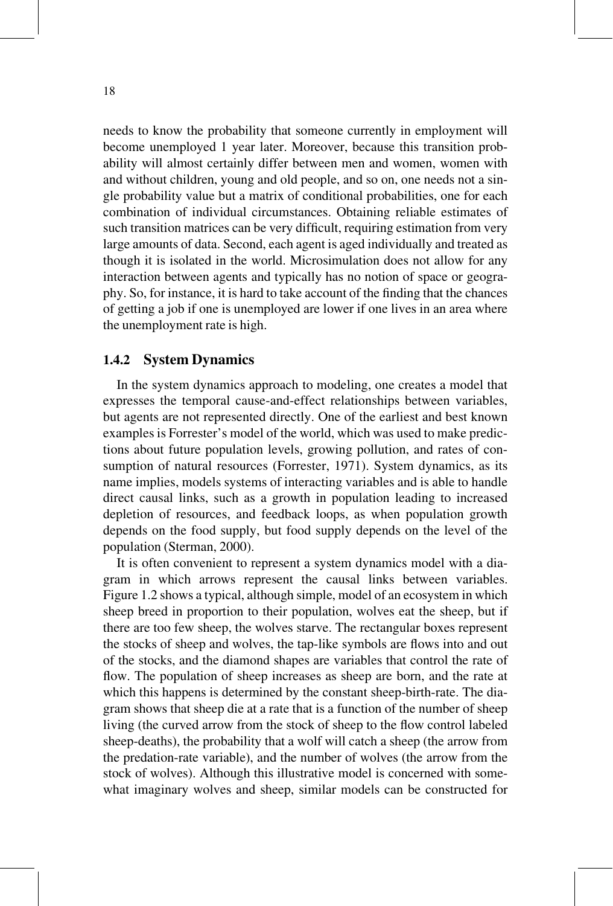needs to know the probability that someone currently in employment will become unemployed 1 year later. Moreover, because this transition probability will almost certainly differ between men and women, women with and without children, young and old people, and so on, one needs not a single probability value but a matrix of conditional probabilities, one for each combination of individual circumstances. Obtaining reliable estimates of such transition matrices can be very difficult, requiring estimation from very large amounts of data. Second, each agent is aged individually and treated as though it is isolated in the world. Microsimulation does not allow for any interaction between agents and typically has no notion of space or geography. So, for instance, it is hard to take account of the finding that the chances of getting a job if one is unemployed are lower if one lives in an area where the unemployment rate is high.

### 1.4.2 System Dynamics

In the system dynamics approach to modeling, one creates a model that expresses the temporal cause-and-effect relationships between variables, but agents are not represented directly. One of the earliest and best known examples is Forrester's model of the world, which was used to make predictions about future population levels, growing pollution, and rates of consumption of natural resources (Forrester, 1971). System dynamics, as its name implies, models systems of interacting variables and is able to handle direct causal links, such as a growth in population leading to increased depletion of resources, and feedback loops, as when population growth depends on the food supply, but food supply depends on the level of the population (Sterman, 2000).

It is often convenient to represent a system dynamics model with a diagram in which arrows represent the causal links between variables. Figure 1.2 shows a typical, although simple, model of an ecosystem in which sheep breed in proportion to their population, wolves eat the sheep, but if there are too few sheep, the wolves starve. The rectangular boxes represent the stocks of sheep and wolves, the tap-like symbols are flows into and out of the stocks, and the diamond shapes are variables that control the rate of flow. The population of sheep increases as sheep are born, and the rate at which this happens is determined by the constant sheep-birth-rate. The diagram shows that sheep die at a rate that is a function of the number of sheep living (the curved arrow from the stock of sheep to the flow control labeled sheep-deaths), the probability that a wolf will catch a sheep (the arrow from the predation-rate variable), and the number of wolves (the arrow from the stock of wolves). Although this illustrative model is concerned with somewhat imaginary wolves and sheep, similar models can be constructed for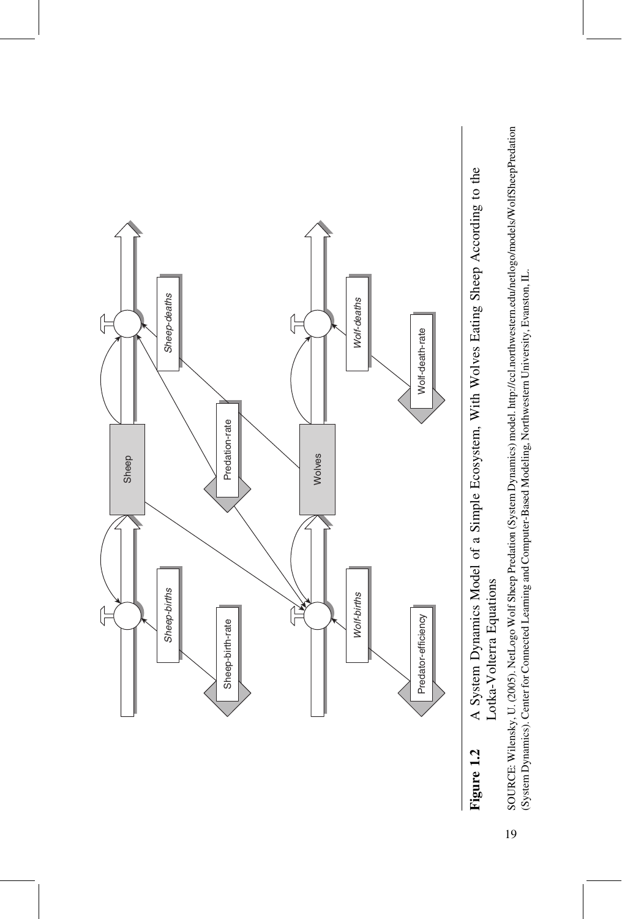**Figure 1.2** A System Dynamics Model of a Simple Ecosystem, With Wolves Eating Sheep According to the Lotka-Volterra Equations

SOURCE: Wilensky, U. (2005). NetLogo Wolf Sheep Predation (System Dynamics) model. http://ccl.northwestern.edu/netlogo/models/WolfSheepPredation (System Dynamics). Center for Connected Learning and Computer-Based Modeling, Northwestern University, Evanston, IL.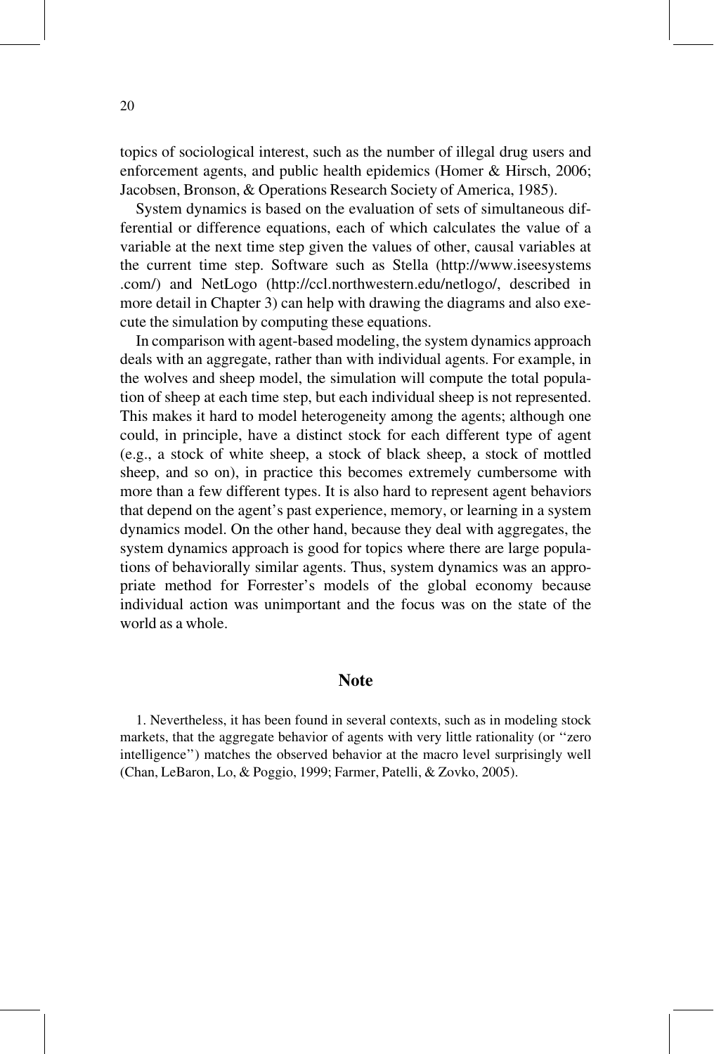topics of sociological interest, such as the number of illegal drug users and enforcement agents, and public health epidemics (Homer & Hirsch, 2006; Jacobsen, Bronson, & Operations Research Society of America, 1985).

System dynamics is based on the evaluation of sets of simultaneous differential or difference equations, each of which calculates the value of a variable at the next time step given the values of other, causal variables at the current time step. Software such as Stella (http://www.iseesystems.com/) and NetLogo (http://ccl.northwestern.edu/netlogo/, described in more detail in Chapter 3) can help with drawing the diagrams and also execute the simulation by computing these equations.

In comparison with agent-based modeling, the system dynamics approach deals with an aggregate, rather than with individual agents. For example, in the wolves and sheep model, the simulation will compute the total population of sheep at each time step, but each individual sheep is not represented. This makes it hard to model heterogeneity among the agents; although one could, in principle, have a distinct stock for each different type of agent (e.g., a stock of white sheep, a stock of black sheep, a stock of mottled sheep, and so on), in practice this becomes extremely cumbersome with more than a few different types. It is also hard to represent agent behaviors that depend on the agent's past experience, memory, or learning in a system dynamics model. On the other hand, because they deal with aggregates, the system dynamics approach is good for topics where there are large populations of behaviorally similar agents. Thus, system dynamics was an appropriate method for Forrester's models of the global economy because individual action was unimportant and the focus was on the state of the world as a whole.

## Note

1. Nevertheless, it has been found in several contexts, such as in modeling stock markets, that the aggregate behavior of agents with very little rationality (or "zero intelligence") matches the observed behavior at the macro level surprisingly well (Chan, LeBaron, Lo, & Poggio, 1999; Farmer, Patelli, & Zovko, 2005).